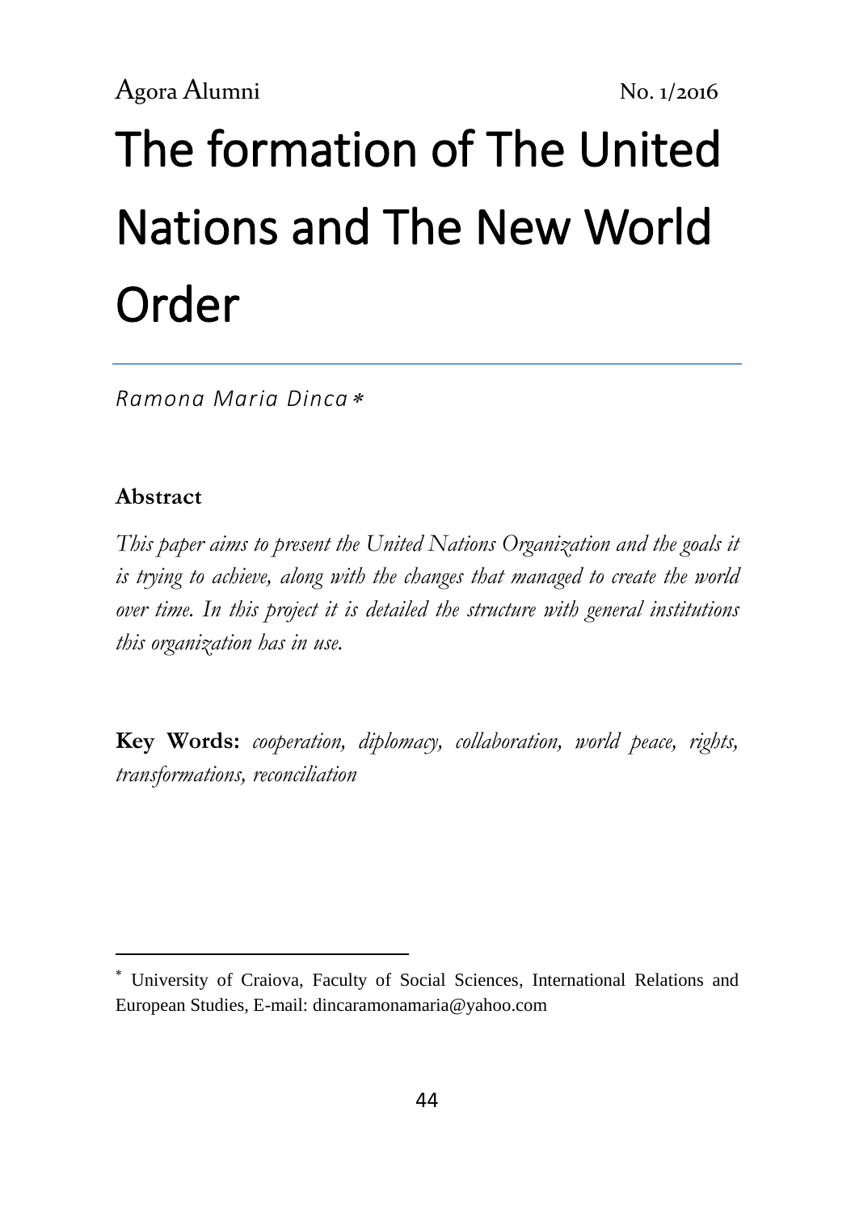# The formation of The United Nations and The New World Order

*Ramona Maria Dinca* *

**Abstract**

*This paper aims to present the United Nations Organization and the goals it is trying to achieve, along with the changes that managed to create the world over time. In this project it is detailed the structure with general institutions this organization has in use.*

**Key Words:** *cooperation, diplomacy, collaboration, world peace, rights, transformations, reconciliation*

---

* University of Craiova, Faculty of Social Sciences, International Relations and European Studies, E-mail: dincaramonamaria@yahoo.com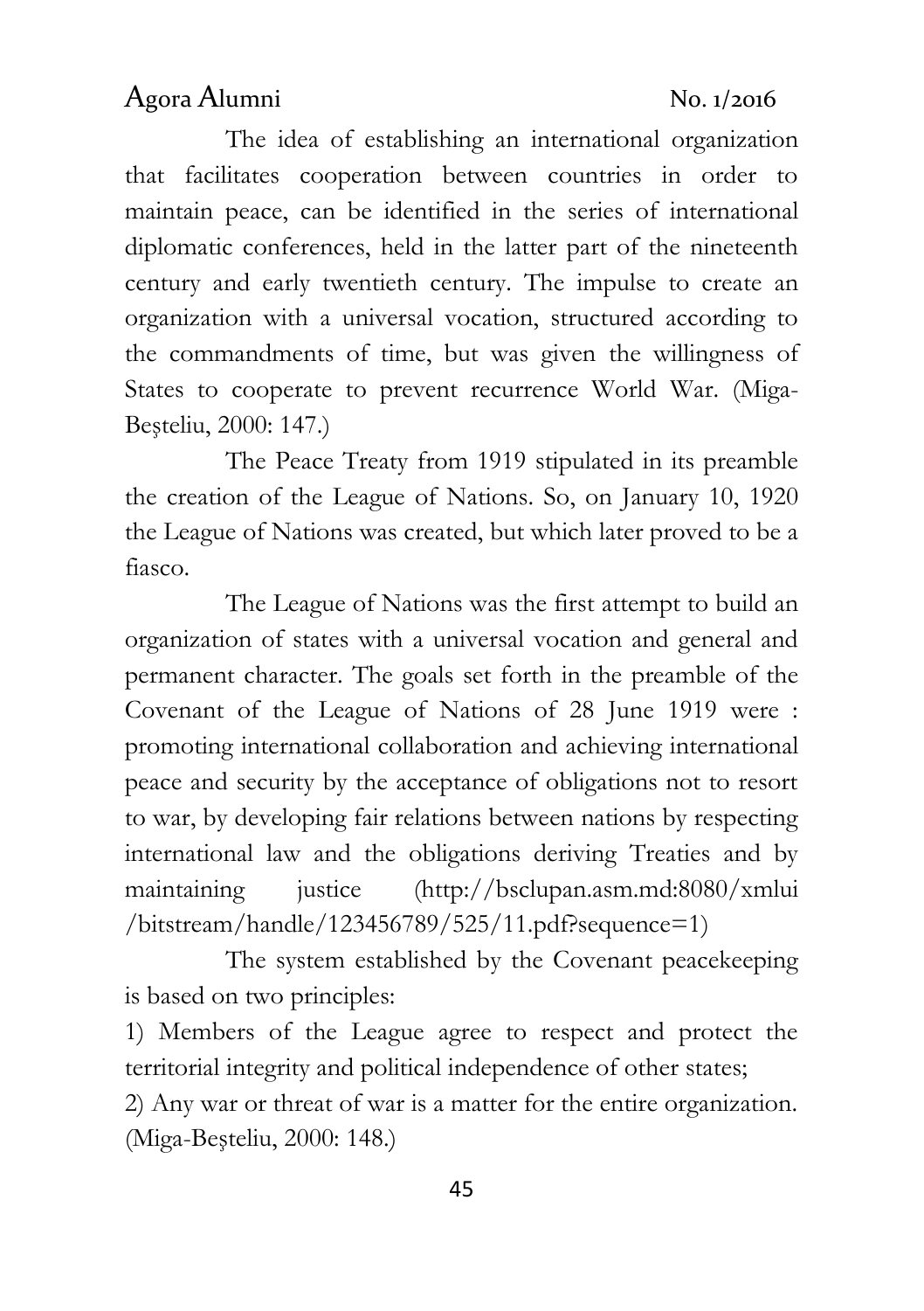The idea of establishing an international organization that facilitates cooperation between countries in order to maintain peace, can be identified in the series of international diplomatic conferences, held in the latter part of the nineteenth century and early twentieth century. The impulse to create an organization with a universal vocation, structured according to the commandments of time, but was given the willingness of States to cooperate to prevent recurrence World War. (Miga-Beşteliu, 2000: 147.)

The Peace Treaty from 1919 stipulated in its preamble the creation of the League of Nations. So, on January 10, 1920 the League of Nations was created, but which later proved to be a fiasco.

The League of Nations was the first attempt to build an organization of states with a universal vocation and general and permanent character. The goals set forth in the preamble of the Covenant of the League of Nations of 28 June 1919 were : promoting international collaboration and achieving international peace and security by the acceptance of obligations not to resort to war, by developing fair relations between nations by respecting international law and the obligations deriving Treaties and by maintaining justice (http://bsclupan.asm.md:8080/xmlui/bitstream/handle/123456789/525/11.pdf?sequence=1)

The system established by the Covenant peacekeeping is based on two principles:

1) Members of the League agree to respect and protect the territorial integrity and political independence of other states;
2) Any war or threat of war is a matter for the entire organization. (Miga-Beşteliu, 2000: 148.)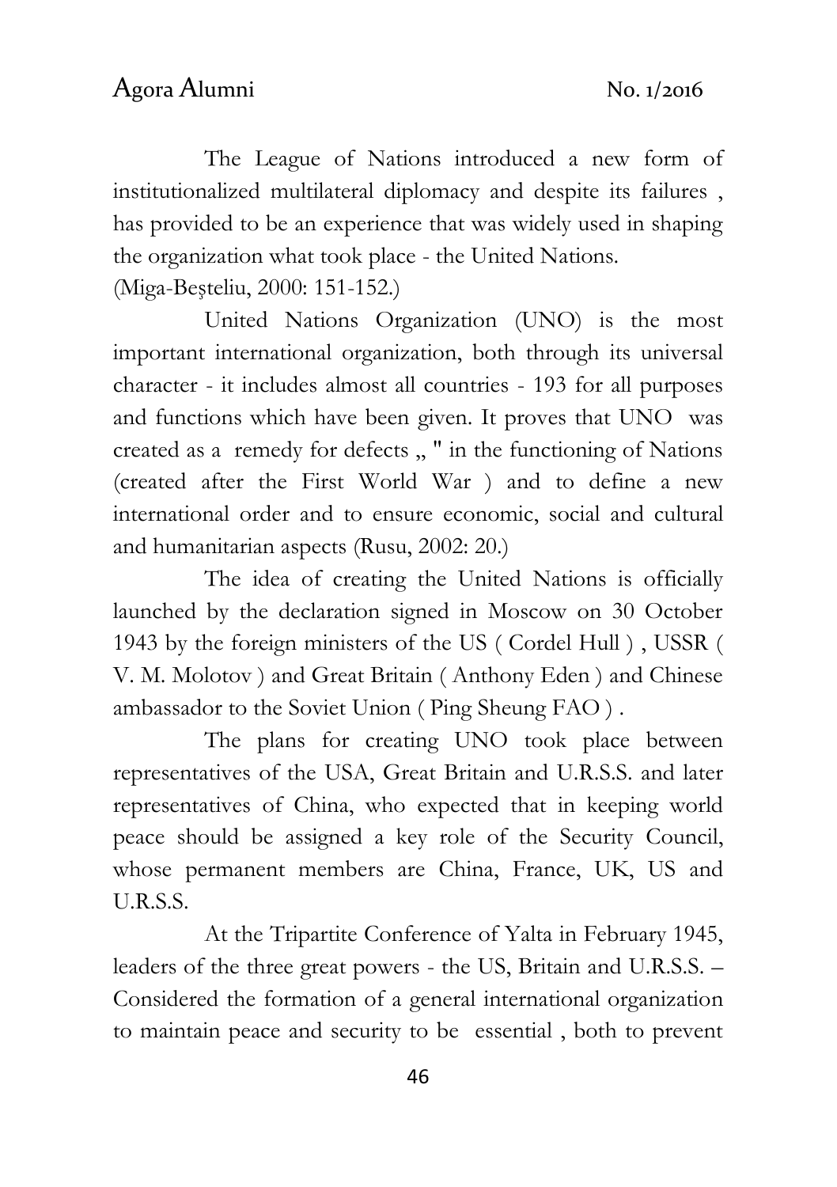The League of Nations introduced a new form of institutionalized multilateral diplomacy and despite its failures , has provided to be an experience that was widely used in shaping the organization what took place - the United Nations. (Miga-Beşteliu, 2000: 151-152.)

United Nations Organization (UNO) is the most important international organization, both through its universal character - it includes almost all countries - 193 for all purposes and functions which have been given. It proves that UNO was created as a remedy for defects „ " in the functioning of Nations (created after the First World War ) and to define a new international order and to ensure economic, social and cultural and humanitarian aspects (Rusu, 2002: 20.)

The idea of creating the United Nations is officially launched by the declaration signed in Moscow on 30 October 1943 by the foreign ministers of the US ( Cordel Hull ) , USSR ( V. M. Molotov ) and Great Britain ( Anthony Eden ) and Chinese ambassador to the Soviet Union ( Ping Sheung FAO ) .

The plans for creating UNO took place between representatives of the USA, Great Britain and U.R.S.S. and later representatives of China, who expected that in keeping world peace should be assigned a key role of the Security Council, whose permanent members are China, France, UK, US and U.R.S.S.

At the Tripartite Conference of Yalta in February 1945, leaders of the three great powers - the US, Britain and U.R.S.S. – Considered the formation of a general international organization to maintain peace and security to be essential , both to prevent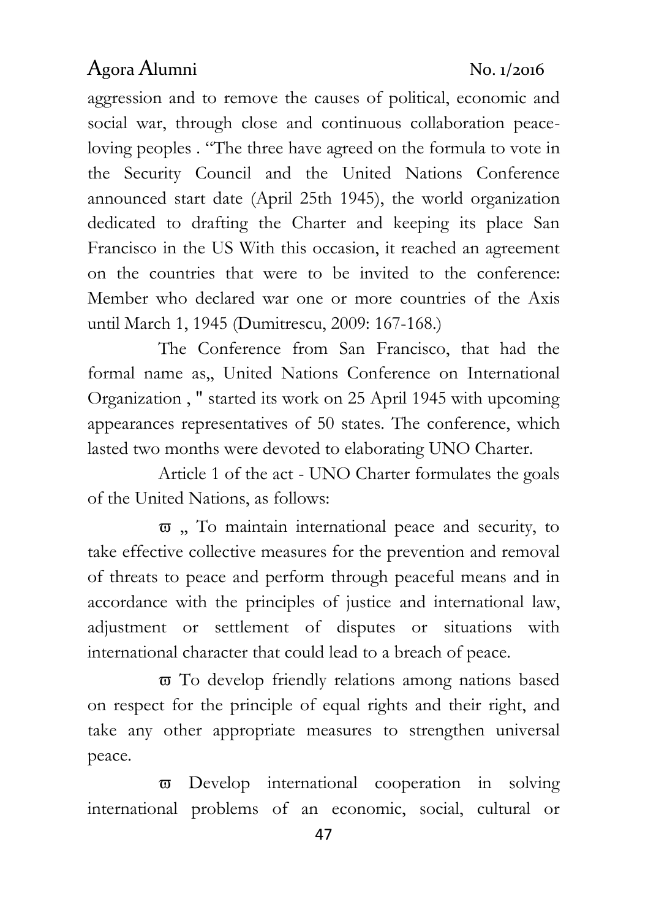aggression and to remove the causes of political, economic and social war, through close and continuous collaboration peace-loving peoples . "The three have agreed on the formula to vote in the Security Council and the United Nations Conference announced start date (April 25th 1945), the world organization dedicated to drafting the Charter and keeping its place San Francisco in the US With this occasion, it reached an agreement on the countries that were to be invited to the conference: Member who declared war one or more countries of the Axis until March 1, 1945 (Dumitrescu, 2009: 167-168.)

The Conference from San Francisco, that had the formal name as„ United Nations Conference on International Organization , " started its work on 25 April 1945 with upcoming appearances representatives of 50 states. The conference, which lasted two months were devoted to elaborating UNO Charter.

Article 1 of the act - UNO Charter formulates the goals of the United Nations, as follows:

- „ To maintain international peace and security, to take effective collective measures for the prevention and removal of threats to peace and perform through peaceful means and in accordance with the principles of justice and international law, adjustment or settlement of disputes or situations with international character that could lead to a breach of peace.
- To develop friendly relations among nations based on respect for the principle of equal rights and their right, and take any other appropriate measures to strengthen universal peace.
- Develop international cooperation in solving international problems of an economic, social, cultural or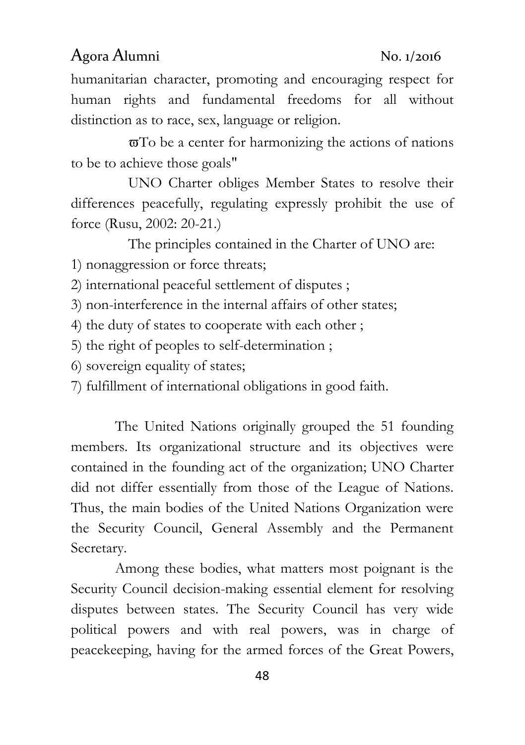humanitarian character, promoting and encouraging respect for human rights and fundamental freedoms for all without distinction as to race, sex, language or religion.

ϖTo be a center for harmonizing the actions of nations to be to achieve those goals"

UNO Charter obliges Member States to resolve their differences peacefully, regulating expressly prohibit the use of force (Rusu, 2002: 20-21.)

The principles contained in the Charter of UNO are:

1) nonaggression or force threats;
2) international peaceful settlement of disputes ;
3) non-interference in the internal affairs of other states;
4) the duty of states to cooperate with each other ;
5) the right of peoples to self-determination ;
6) sovereign equality of states;
7) fulfillment of international obligations in good faith.

The United Nations originally grouped the 51 founding members. Its organizational structure and its objectives were contained in the founding act of the organization; UNO Charter did not differ essentially from those of the League of Nations. Thus, the main bodies of the United Nations Organization were the Security Council, General Assembly and the Permanent Secretary.

Among these bodies, what matters most poignant is the Security Council decision-making essential element for resolving disputes between states. The Security Council has very wide political powers and with real powers, was in charge of peacekeeping, having for the armed forces of the Great Powers,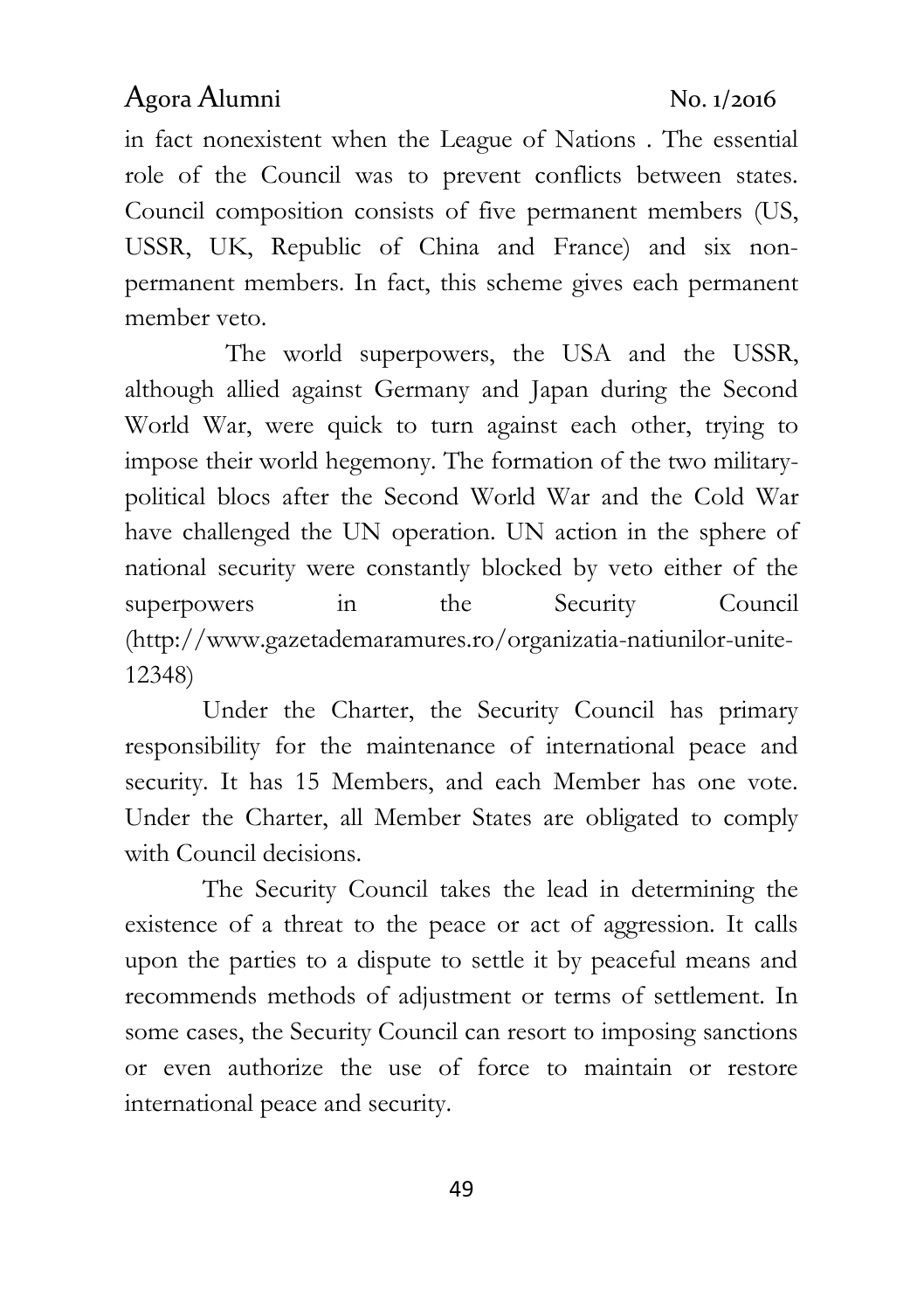in fact nonexistent when the League of Nations . The essential role of the Council was to prevent conflicts between states. Council composition consists of five permanent members (US, USSR, UK, Republic of China and France) and six non-permanent members. In fact, this scheme gives each permanent member veto.

The world superpowers, the USA and the USSR, although allied against Germany and Japan during the Second World War, were quick to turn against each other, trying to impose their world hegemony. The formation of the two military-political blocs after the Second World War and the Cold War have challenged the UN operation. UN action in the sphere of national security were constantly blocked by veto either of the superpowers in the Security Council (http://www.gazetademaramures.ro/organizatia-natiunilor-unite-12348)

Under the Charter, the Security Council has primary responsibility for the maintenance of international peace and security. It has 15 Members, and each Member has one vote. Under the Charter, all Member States are obligated to comply with Council decisions.

The Security Council takes the lead in determining the existence of a threat to the peace or act of aggression. It calls upon the parties to a dispute to settle it by peaceful means and recommends methods of adjustment or terms of settlement. In some cases, the Security Council can resort to imposing sanctions or even authorize the use of force to maintain or restore international peace and security.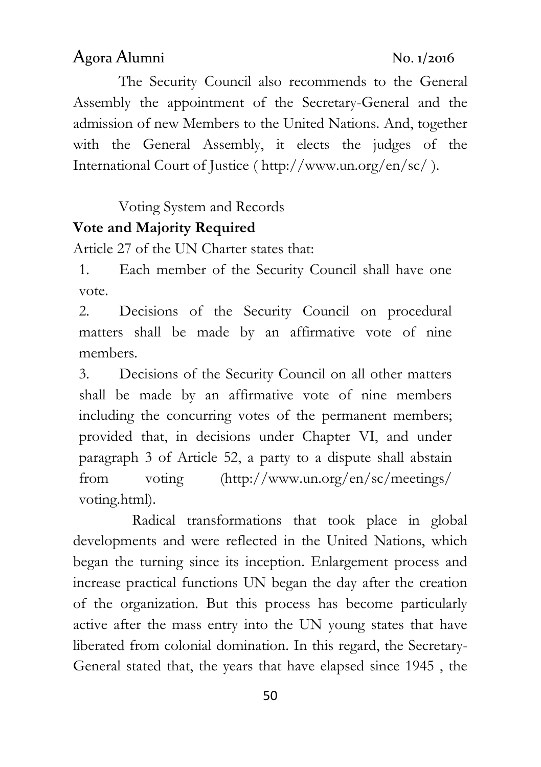The Security Council also recommends to the General Assembly the appointment of the Secretary-General and the admission of new Members to the United Nations. And, together with the General Assembly, it elects the judges of the International Court of Justice ( http://www.un.org/en/sc/ ).

Voting System and Records

**Vote and Majority Required**

Article 27 of the UN Charter states that:

1. Each member of the Security Council shall have one vote.
2. Decisions of the Security Council on procedural matters shall be made by an affirmative vote of nine members.
3. Decisions of the Security Council on all other matters shall be made by an affirmative vote of nine members including the concurring votes of the permanent members; provided that, in decisions under Chapter VI, and under paragraph 3 of Article 52, a party to a dispute shall abstain from voting (http://www.un.org/en/sc/meetings/voting.html).

Radical transformations that took place in global developments and were reflected in the United Nations, which began the turning since its inception. Enlargement process and increase practical functions UN began the day after the creation of the organization. But this process has become particularly active after the mass entry into the UN young states that have liberated from colonial domination. In this regard, the Secretary-General stated that, the years that have elapsed since 1945 , the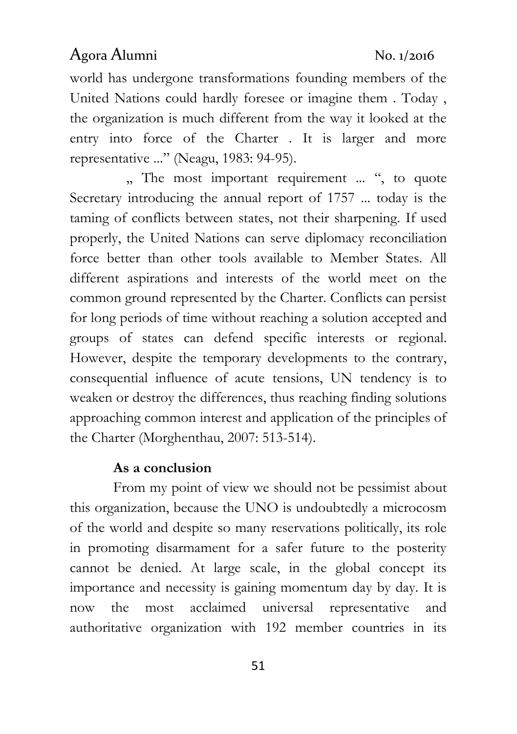world has undergone transformations founding members of the United Nations could hardly foresee or imagine them . Today , the organization is much different from the way it looked at the entry into force of the Charter . It is larger and more representative ..." (Neagu, 1983: 94-95).

„ The most important requirement ... ", to quote Secretary introducing the annual report of 1757 ... today is the taming of conflicts between states, not their sharpening. If used properly, the United Nations can serve diplomacy reconciliation force better than other tools available to Member States. All different aspirations and interests of the world meet on the common ground represented by the Charter. Conflicts can persist for long periods of time without reaching a solution accepted and groups of states can defend specific interests or regional. However, despite the temporary developments to the contrary, consequential influence of acute tensions, UN tendency is to weaken or destroy the differences, thus reaching finding solutions approaching common interest and application of the principles of the Charter (Morghenthau, 2007: 513-514).

**As a conclusion**

From my point of view we should not be pessimist about this organization, because the UNO is undoubtedly a microcosm of the world and despite so many reservations politically, its role in promoting disarmament for a safer future to the posterity cannot be denied. At large scale, in the global concept its importance and necessity is gaining momentum day by day. It is now the most acclaimed universal representative and authoritative organization with 192 member countries in its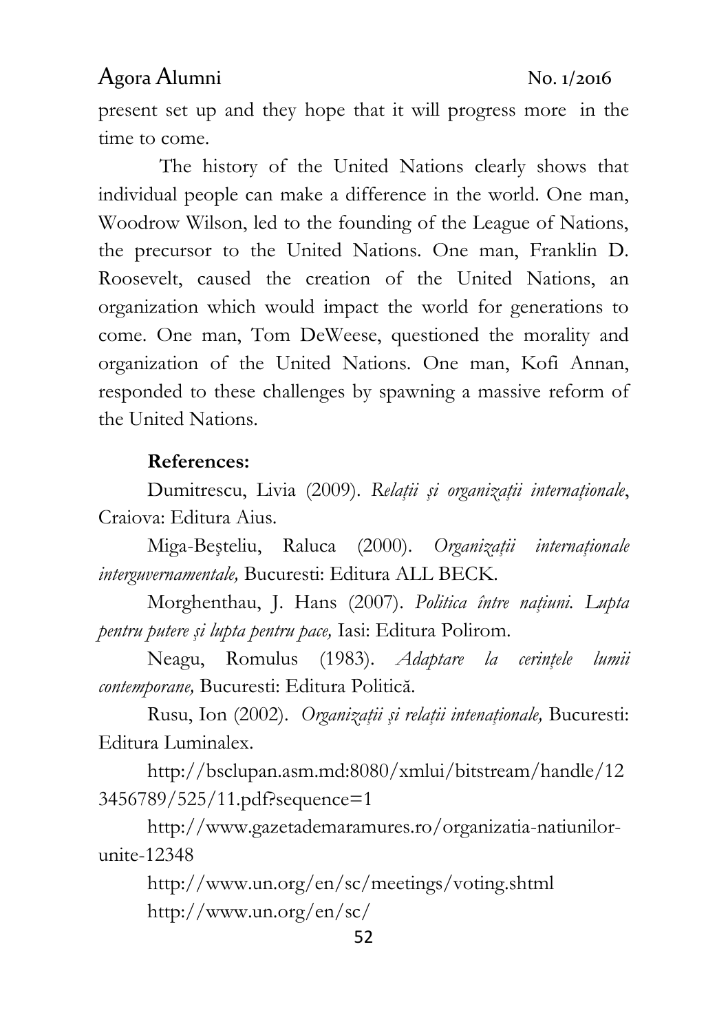present set up and they hope that it will progress more in the time to come.

The history of the United Nations clearly shows that individual people can make a difference in the world. One man, Woodrow Wilson, led to the founding of the League of Nations, the precursor to the United Nations. One man, Franklin D. Roosevelt, caused the creation of the United Nations, an organization which would impact the world for generations to come. One man, Tom DeWeese, questioned the morality and organization of the United Nations. One man, Kofi Annan, responded to these challenges by spawning a massive reform of the United Nations.

**References:**

Dumitrescu, Livia (2009). *Relații și organizații internaționale*, Craiova: Editura Aius.

Miga-Beşteliu, Raluca (2000). *Organizații internaționale interguvernamentale,* Bucuresti: Editura ALL BECK.

Morghenthau, J. Hans (2007). *Politica între națiuni. Lupta pentru putere și lupta pentru pace,* Iasi: Editura Polirom.

Neagu, Romulus (1983). *Adaptare la cerințele lumii contemporane,* Bucuresti: Editura Politică.

Rusu, Ion (2002). *Organizații și relații intenaționale,* Bucuresti: Editura Luminalex.

http://bsclupan.asm.md:8080/xmlui/bitstream/handle/123456789/525/11.pdf?sequence=1

http://www.gazetademaramures.ro/organizatia-natiunilor-unite-12348

http://www.un.org/en/sc/meetings/voting.shtml

http://www.un.org/en/sc/